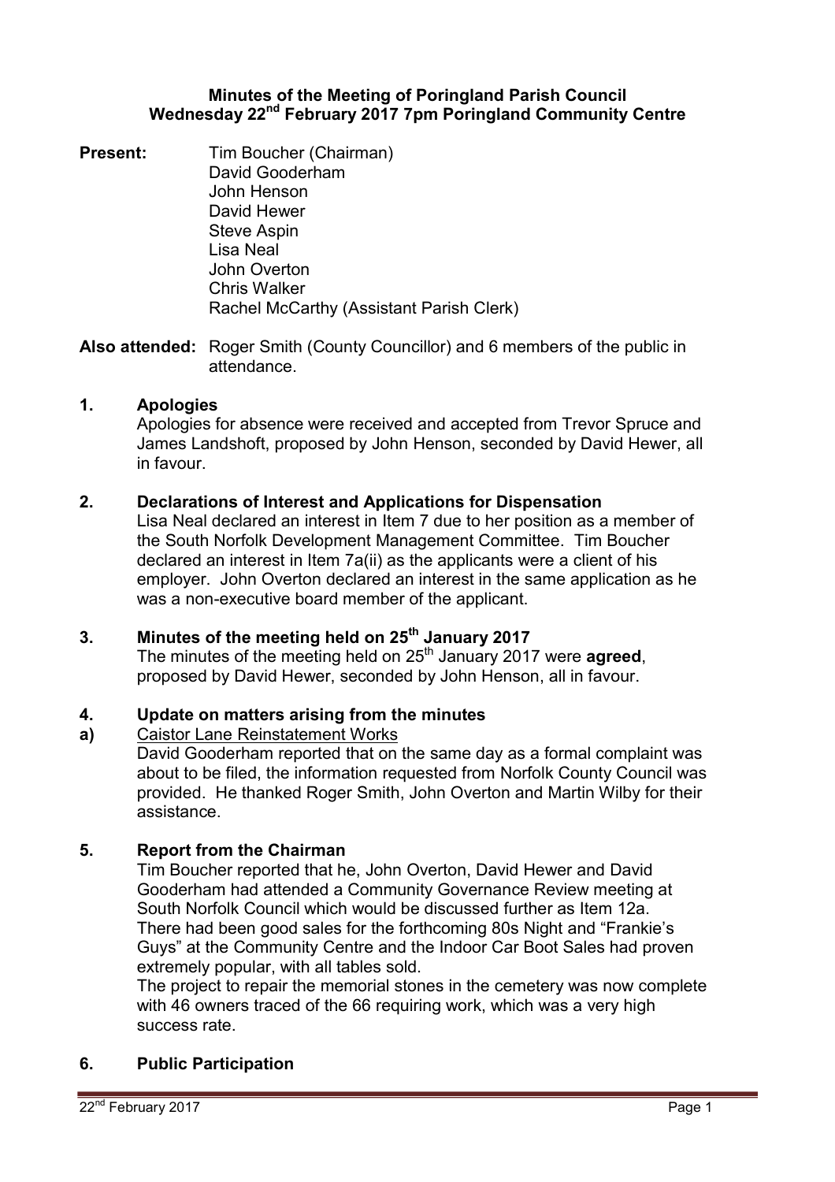# Minutes of the Meeting of Poringland Parish Council
## Wednesday 22nd February 2017 7pm Poringland Community Centre

**Present:**
Tim Boucher (Chairman)
David Gooderham
John Henson
David Hewer
Steve Aspin
Lisa Neal
John Overton
Chris Walker
Rachel McCarthy (Assistant Parish Clerk)

**Also attended:** Roger Smith (County Councillor) and 6 members of the public in attendance.

**1. Apologies**

Apologies for absence were received and accepted from Trevor Spruce and James Landshoft, proposed by John Henson, seconded by David Hewer, all in favour.

**2. Declarations of Interest and Applications for Dispensation**

Lisa Neal declared an interest in Item 7 due to her position as a member of the South Norfolk Development Management Committee. Tim Boucher declared an interest in Item 7a(ii) as the applicants were a client of his employer. John Overton declared an interest in the same application as he was a non-executive board member of the applicant.

**3. Minutes of the meeting held on 25th January 2017**

The minutes of the meeting held on 25th January 2017 were **agreed**, proposed by David Hewer, seconded by John Henson, all in favour.

**4. Update on matters arising from the minutes**

**a)** Caistor Lane Reinstatement Works

David Gooderham reported that on the same day as a formal complaint was about to be filed, the information requested from Norfolk County Council was provided. He thanked Roger Smith, John Overton and Martin Wilby for their assistance.

**5. Report from the Chairman**

Tim Boucher reported that he, John Overton, David Hewer and David Gooderham had attended a Community Governance Review meeting at South Norfolk Council which would be discussed further as Item 12a.

There had been good sales for the forthcoming 80s Night and "Frankie's Guys" at the Community Centre and the Indoor Car Boot Sales had proven extremely popular, with all tables sold.

The project to repair the memorial stones in the cemetery was now complete with 46 owners traced of the 66 requiring work, which was a very high success rate.

**6. Public Participation**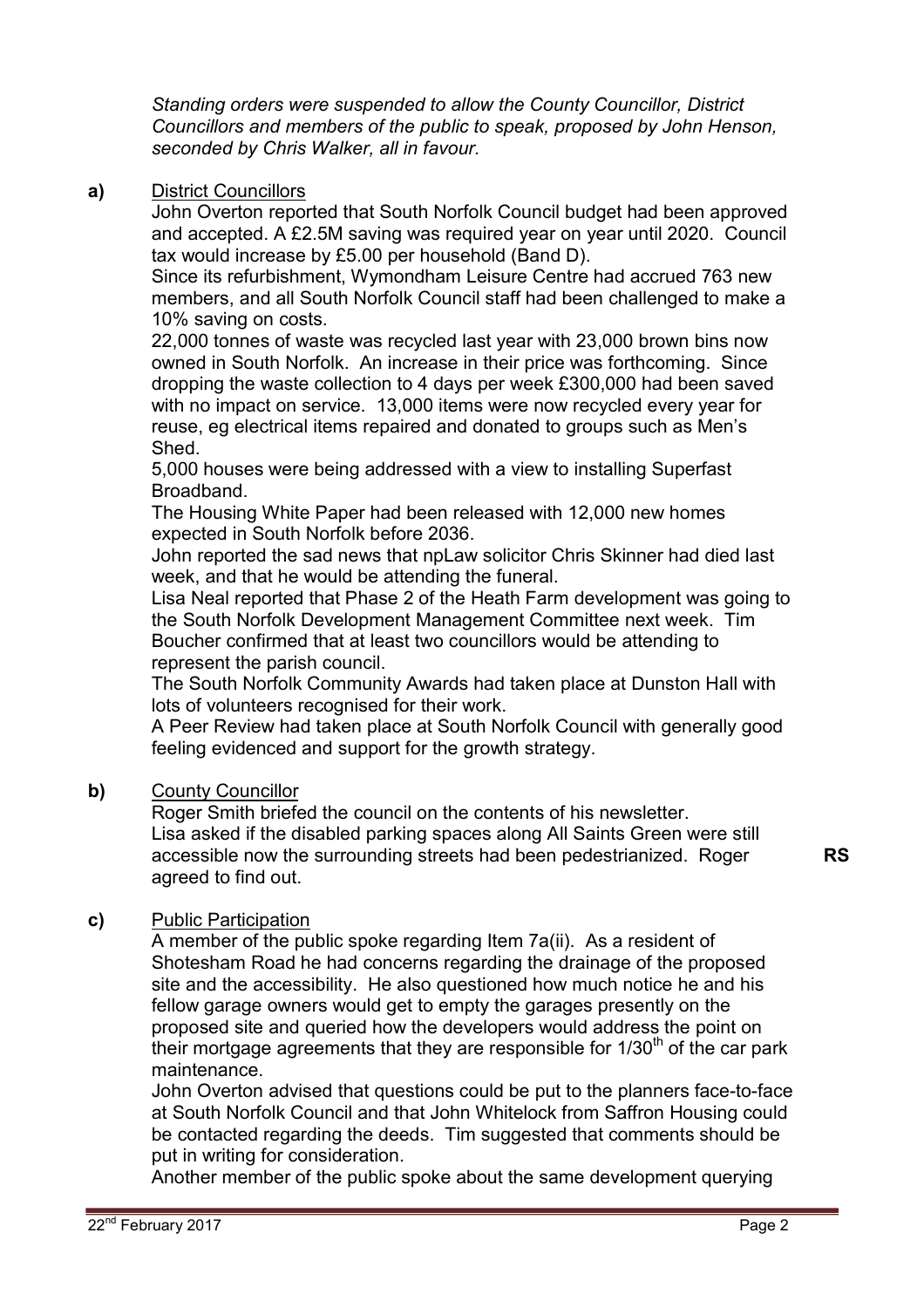*Standing orders were suspended to allow the County Councillor, District Councillors and members of the public to speak, proposed by John Henson, seconded by Chris Walker, all in favour.*

**a)** District Councillors

John Overton reported that South Norfolk Council budget had been approved and accepted. A £2.5M saving was required year on year until 2020. Council tax would increase by £5.00 per household (Band D).

Since its refurbishment, Wymondham Leisure Centre had accrued 763 new members, and all South Norfolk Council staff had been challenged to make a 10% saving on costs.

22,000 tonnes of waste was recycled last year with 23,000 brown bins now owned in South Norfolk. An increase in their price was forthcoming. Since dropping the waste collection to 4 days per week £300,000 had been saved with no impact on service. 13,000 items were now recycled every year for reuse, eg electrical items repaired and donated to groups such as Men's Shed.

5,000 houses were being addressed with a view to installing Superfast Broadband.

The Housing White Paper had been released with 12,000 new homes expected in South Norfolk before 2036.

John reported the sad news that npLaw solicitor Chris Skinner had died last week, and that he would be attending the funeral.

Lisa Neal reported that Phase 2 of the Heath Farm development was going to the South Norfolk Development Management Committee next week. Tim Boucher confirmed that at least two councillors would be attending to represent the parish council.

The South Norfolk Community Awards had taken place at Dunston Hall with lots of volunteers recognised for their work.

A Peer Review had taken place at South Norfolk Council with generally good feeling evidenced and support for the growth strategy.

**b)** County Councillor

Roger Smith briefed the council on the contents of his newsletter.

Lisa asked if the disabled parking spaces along All Saints Green were still accessible now the surrounding streets had been pedestrianized. Roger agreed to find out. **RS**

**c)** Public Participation

A member of the public spoke regarding Item 7a(ii). As a resident of Shotesham Road he had concerns regarding the drainage of the proposed site and the accessibility. He also questioned how much notice he and his fellow garage owners would get to empty the garages presently on the proposed site and queried how the developers would address the point on their mortgage agreements that they are responsible for 1/30th of the car park maintenance.

John Overton advised that questions could be put to the planners face-to-face at South Norfolk Council and that John Whitelock from Saffron Housing could be contacted regarding the deeds. Tim suggested that comments should be put in writing for consideration.

Another member of the public spoke about the same development querying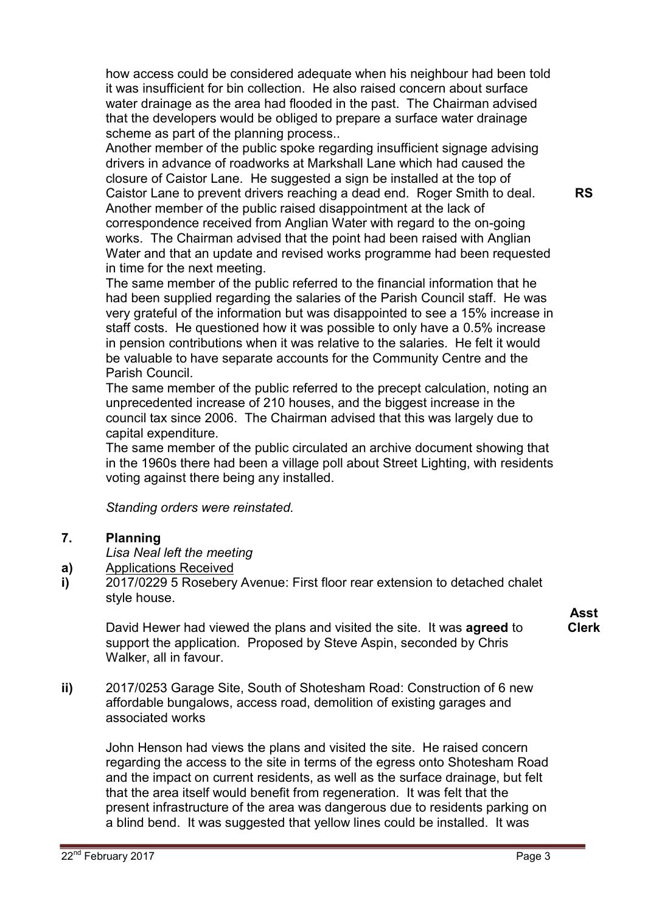how access could be considered adequate when his neighbour had been told it was insufficient for bin collection. He also raised concern about surface water drainage as the area had flooded in the past. The Chairman advised that the developers would be obliged to prepare a surface water drainage scheme as part of the planning process..

Another member of the public spoke regarding insufficient signage advising drivers in advance of roadworks at Markshall Lane which had caused the closure of Caistor Lane. He suggested a sign be installed at the top of Caistor Lane to prevent drivers reaching a dead end. Roger Smith to deal. **RS**

Another member of the public raised disappointment at the lack of correspondence received from Anglian Water with regard to the on-going works. The Chairman advised that the point had been raised with Anglian Water and that an update and revised works programme had been requested in time for the next meeting.

The same member of the public referred to the financial information that he had been supplied regarding the salaries of the Parish Council staff. He was very grateful of the information but was disappointed to see a 15% increase in staff costs. He questioned how it was possible to only have a 0.5% increase in pension contributions when it was relative to the salaries. He felt it would be valuable to have separate accounts for the Community Centre and the Parish Council.

The same member of the public referred to the precept calculation, noting an unprecedented increase of 210 houses, and the biggest increase in the council tax since 2006. The Chairman advised that this was largely due to capital expenditure.

The same member of the public circulated an archive document showing that in the 1960s there had been a village poll about Street Lighting, with residents voting against there being any installed.

*Standing orders were reinstated.*

## 7. Planning

*Lisa Neal left the meeting*

**a)** Applications Received

**i)** 2017/0229 5 Rosebery Avenue: First floor rear extension to detached chalet style house.

David Hewer had viewed the plans and visited the site. It was **agreed** to support the application. Proposed by Steve Aspin, seconded by Chris Walker, all in favour. **Asst Clerk**

**ii)** 2017/0253 Garage Site, South of Shotesham Road: Construction of 6 new affordable bungalows, access road, demolition of existing garages and associated works

John Henson had views the plans and visited the site. He raised concern regarding the access to the site in terms of the egress onto Shotesham Road and the impact on current residents, as well as the surface drainage, but felt that the area itself would benefit from regeneration. It was felt that the present infrastructure of the area was dangerous due to residents parking on a blind bend. It was suggested that yellow lines could be installed. It was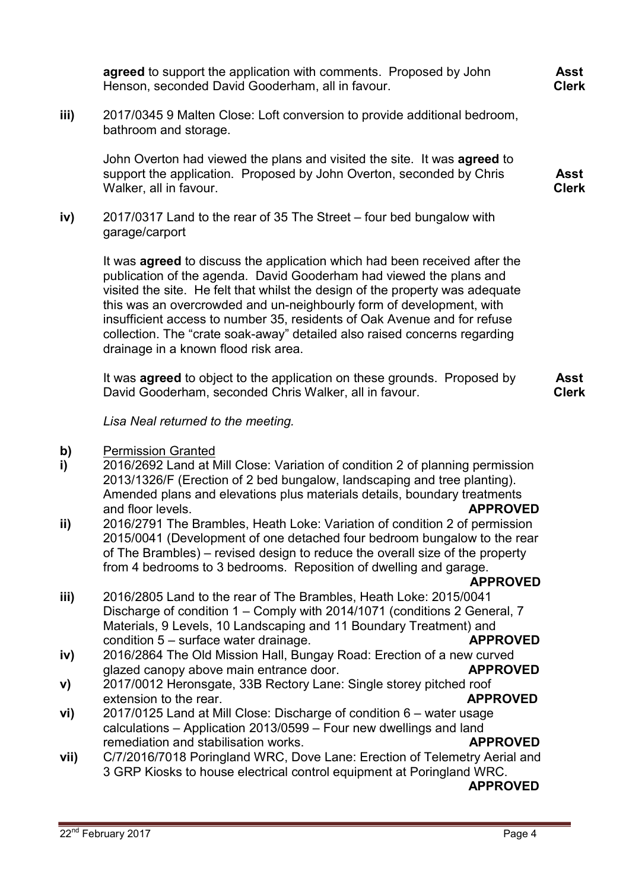**agreed** to support the application with comments. Proposed by John Henson, seconded David Gooderham, all in favour. **Asst Clerk**

**iii)** 2017/0345 9 Malten Close: Loft conversion to provide additional bedroom, bathroom and storage.

John Overton had viewed the plans and visited the site. It was **agreed** to support the application. Proposed by John Overton, seconded by Chris Walker, all in favour. **Asst Clerk**

**iv)** 2017/0317 Land to the rear of 35 The Street – four bed bungalow with garage/carport

It was **agreed** to discuss the application which had been received after the publication of the agenda. David Gooderham had viewed the plans and visited the site. He felt that whilst the design of the property was adequate this was an overcrowded and un-neighbourly form of development, with insufficient access to number 35, residents of Oak Avenue and for refuse collection. The "crate soak-away" detailed also raised concerns regarding drainage in a known flood risk area.

It was **agreed** to object to the application on these grounds. Proposed by David Gooderham, seconded Chris Walker, all in favour. **Asst Clerk**

*Lisa Neal returned to the meeting.*

**b)** Permission Granted

**i)** 2016/2692 Land at Mill Close: Variation of condition 2 of planning permission 2013/1326/F (Erection of 2 bed bungalow, landscaping and tree planting). Amended plans and elevations plus materials details, boundary treatments and floor levels. **APPROVED**

**ii)** 2016/2791 The Brambles, Heath Loke: Variation of condition 2 of permission 2015/0041 (Development of one detached four bedroom bungalow to the rear of The Brambles) – revised design to reduce the overall size of the property from 4 bedrooms to 3 bedrooms. Reposition of dwelling and garage. **APPROVED**

**iii)** 2016/2805 Land to the rear of The Brambles, Heath Loke: 2015/0041 Discharge of condition 1 – Comply with 2014/1071 (conditions 2 General, 7 Materials, 9 Levels, 10 Landscaping and 11 Boundary Treatment) and condition 5 – surface water drainage. **APPROVED**

**iv)** 2016/2864 The Old Mission Hall, Bungay Road: Erection of a new curved glazed canopy above main entrance door. **APPROVED**

**v)** 2017/0012 Heronsgate, 33B Rectory Lane: Single storey pitched roof extension to the rear. **APPROVED**

**vi)** 2017/0125 Land at Mill Close: Discharge of condition 6 – water usage calculations – Application 2013/0599 – Four new dwellings and land remediation and stabilisation works. **APPROVED**

**vii)** C/7/2016/7018 Poringland WRC, Dove Lane: Erection of Telemetry Aerial and 3 GRP Kiosks to house electrical control equipment at Poringland WRC. **APPROVED**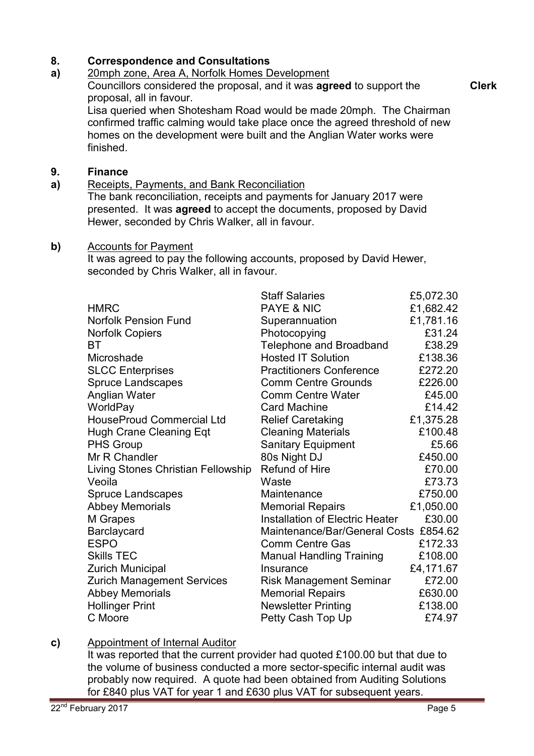## 8. Correspondence and Consultations

**a)** <u>20mph zone, Area A, Norfolk Homes Development</u>

Councillors considered the proposal, and it was **agreed** to support the proposal, all in favour. **Clerk**

Lisa queried when Shotesham Road would be made 20mph. The Chairman confirmed traffic calming would take place once the agreed threshold of new homes on the development were built and the Anglian Water works were finished.

## 9. Finance

**a)** <u>Receipts, Payments, and Bank Reconciliation</u>

The bank reconciliation, receipts and payments for January 2017 were presented. It was **agreed** to accept the documents, proposed by David Hewer, seconded by Chris Walker, all in favour.

**b)** <u>Accounts for Payment</u>

It was agreed to pay the following accounts, proposed by David Hewer, seconded by Chris Walker, all in favour.

| | | |
|---|---|---|
| | Staff Salaries | £5,072.30 |
| HMRC | PAYE & NIC | £1,682.42 |
| Norfolk Pension Fund | Superannuation | £1,781.16 |
| Norfolk Copiers | Photocopying | £31.24 |
| BT | Telephone and Broadband | £38.29 |
| Microshade | Hosted IT Solution | £138.36 |
| SLCC Enterprises | Practitioners Conference | £272.20 |
| Spruce Landscapes | Comm Centre Grounds | £226.00 |
| Anglian Water | Comm Centre Water | £45.00 |
| WorldPay | Card Machine | £14.42 |
| HouseProud Commercial Ltd | Relief Caretaking | £1,375.28 |
| Hugh Crane Cleaning Eqt | Cleaning Materials | £100.48 |
| PHS Group | Sanitary Equipment | £5.66 |
| Mr R Chandler | 80s Night DJ | £450.00 |
| Living Stones Christian Fellowship | Refund of Hire | £70.00 |
| Veoila | Waste | £73.73 |
| Spruce Landscapes | Maintenance | £750.00 |
| Abbey Memorials | Memorial Repairs | £1,050.00 |
| M Grapes | Installation of Electric Heater | £30.00 |
| Barclaycard | Maintenance/Bar/General Costs | £854.62 |
| ESPO | Comm Centre Gas | £172.33 |
| Skills TEC | Manual Handling Training | £108.00 |
| Zurich Municipal | Insurance | £4,171.67 |
| Zurich Management Services | Risk Management Seminar | £72.00 |
| Abbey Memorials | Memorial Repairs | £630.00 |
| Hollinger Print | Newsletter Printing | £138.00 |
| C Moore | Petty Cash Top Up | £74.97 |

**c)** <u>Appointment of Internal Auditor</u>

It was reported that the current provider had quoted £100.00 but that due to the volume of business conducted a more sector-specific internal audit was probably now required. A quote had been obtained from Auditing Solutions for £840 plus VAT for year 1 and £630 plus VAT for subsequent years.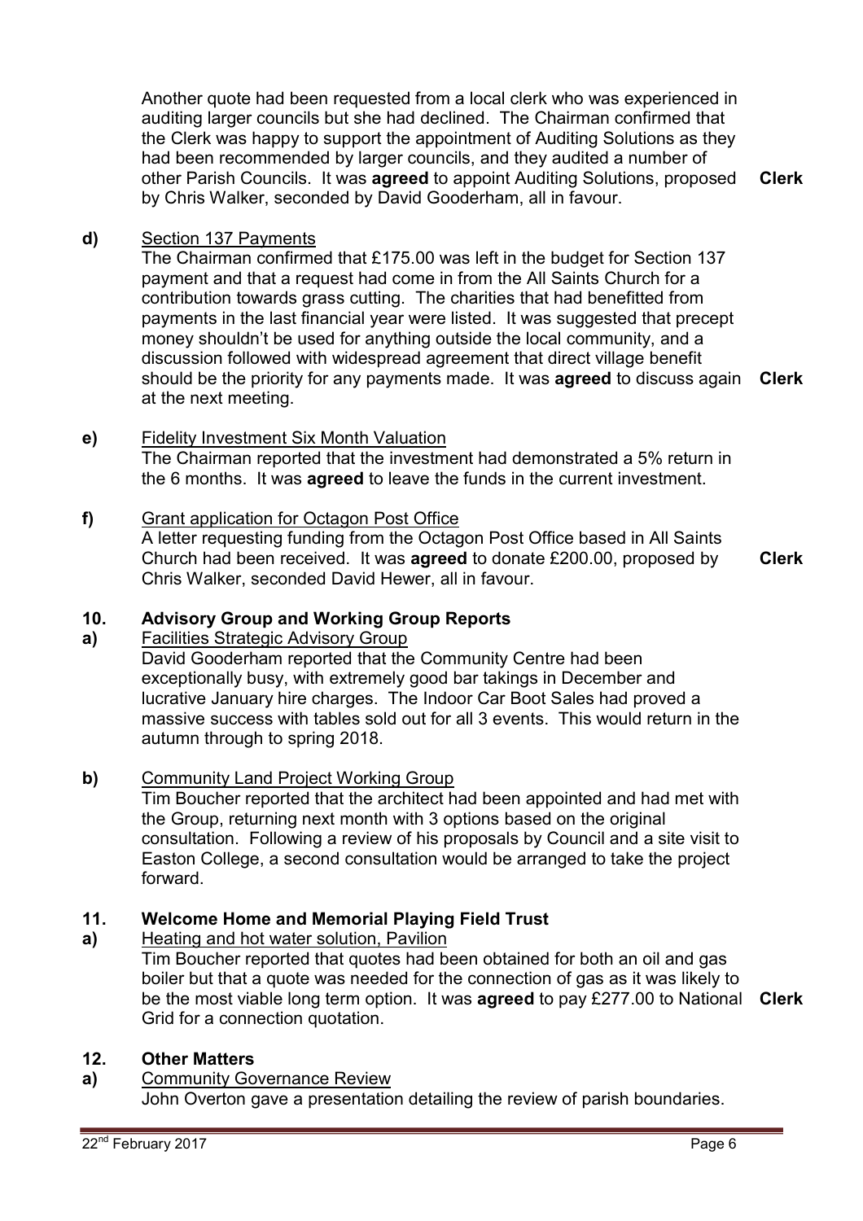Another quote had been requested from a local clerk who was experienced in auditing larger councils but she had declined. The Chairman confirmed that the Clerk was happy to support the appointment of Auditing Solutions as they had been recommended by larger councils, and they audited a number of other Parish Councils. It was **agreed** to appoint Auditing Solutions, proposed by Chris Walker, seconded by David Gooderham, all in favour. **Clerk**

**d)** Section 137 Payments

The Chairman confirmed that £175.00 was left in the budget for Section 137 payment and that a request had come in from the All Saints Church for a contribution towards grass cutting. The charities that had benefitted from payments in the last financial year were listed. It was suggested that precept money shouldn't be used for anything outside the local community, and a discussion followed with widespread agreement that direct village benefit should be the priority for any payments made. It was **agreed** to discuss again at the next meeting. **Clerk**

**e)** Fidelity Investment Six Month Valuation

The Chairman reported that the investment had demonstrated a 5% return in the 6 months. It was **agreed** to leave the funds in the current investment.

**f)** Grant application for Octagon Post Office

A letter requesting funding from the Octagon Post Office based in All Saints Church had been received. It was **agreed** to donate £200.00, proposed by Chris Walker, seconded David Hewer, all in favour. **Clerk**

## 10. Advisory Group and Working Group Reports

**a)** Facilities Strategic Advisory Group

David Gooderham reported that the Community Centre had been exceptionally busy, with extremely good bar takings in December and lucrative January hire charges. The Indoor Car Boot Sales had proved a massive success with tables sold out for all 3 events. This would return in the autumn through to spring 2018.

**b)** Community Land Project Working Group

Tim Boucher reported that the architect had been appointed and had met with the Group, returning next month with 3 options based on the original consultation. Following a review of his proposals by Council and a site visit to Easton College, a second consultation would be arranged to take the project forward.

## 11. Welcome Home and Memorial Playing Field Trust

**a)** Heating and hot water solution, Pavilion

Tim Boucher reported that quotes had been obtained for both an oil and gas boiler but that a quote was needed for the connection of gas as it was likely to be the most viable long term option. It was **agreed** to pay £277.00 to National Grid for a connection quotation. **Clerk**

## 12. Other Matters

**a)** Community Governance Review

John Overton gave a presentation detailing the review of parish boundaries.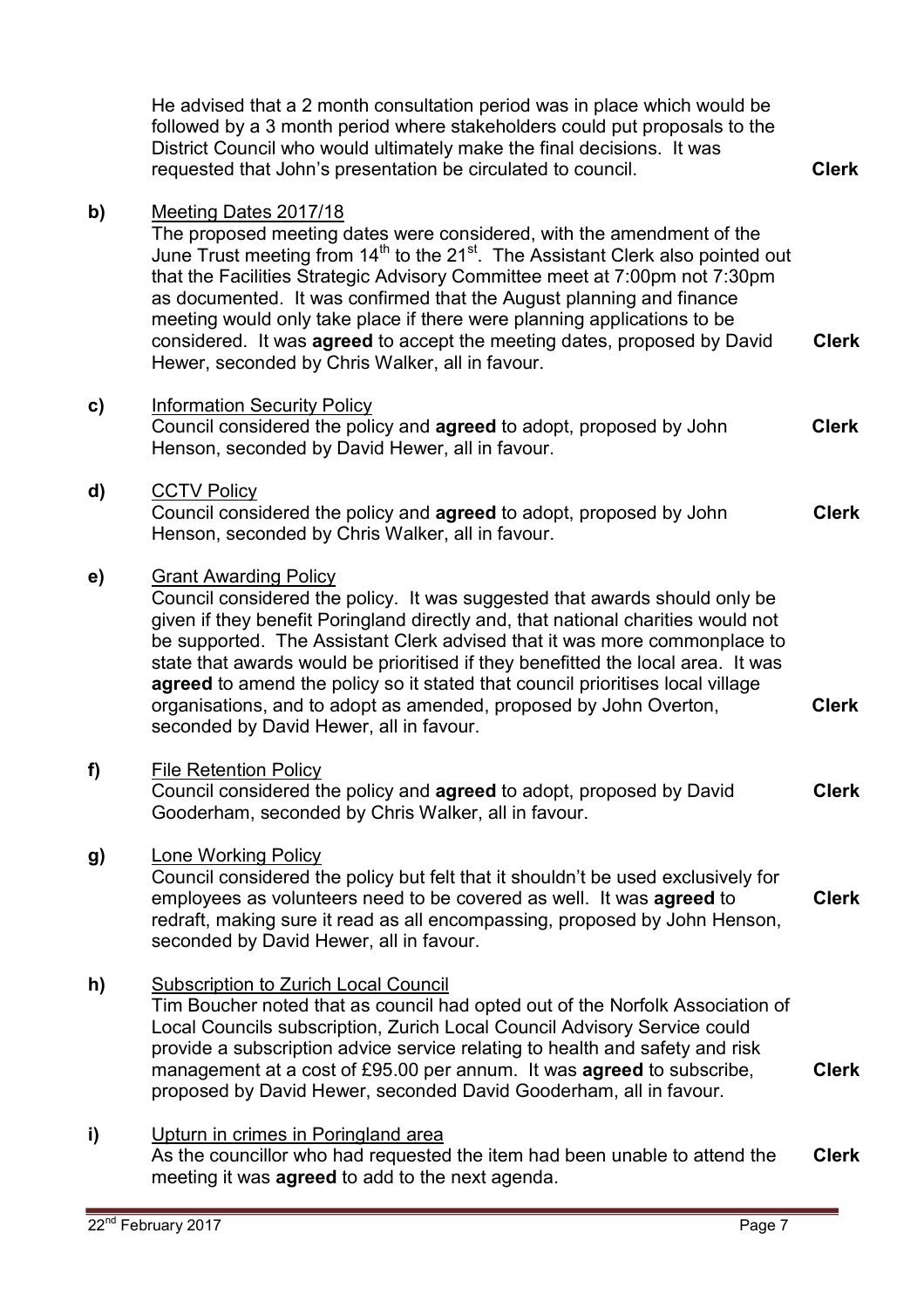He advised that a 2 month consultation period was in place which would be followed by a 3 month period where stakeholders could put proposals to the District Council who would ultimately make the final decisions. It was requested that John's presentation be circulated to council. **Clerk**

**b)** Meeting Dates 2017/18

The proposed meeting dates were considered, with the amendment of the June Trust meeting from 14th to the 21st. The Assistant Clerk also pointed out that the Facilities Strategic Advisory Committee meet at 7:00pm not 7:30pm as documented. It was confirmed that the August planning and finance meeting would only take place if there were planning applications to be considered. It was **agreed** to accept the meeting dates, proposed by David Hewer, seconded by Chris Walker, all in favour. **Clerk**

**c)** Information Security Policy

Council considered the policy and **agreed** to adopt, proposed by John Henson, seconded by David Hewer, all in favour. **Clerk**

**d)** CCTV Policy

Council considered the policy and **agreed** to adopt, proposed by John Henson, seconded by Chris Walker, all in favour. **Clerk**

**e)** Grant Awarding Policy

Council considered the policy. It was suggested that awards should only be given if they benefit Poringland directly and, that national charities would not be supported. The Assistant Clerk advised that it was more commonplace to state that awards would be prioritised if they benefitted the local area. It was **agreed** to amend the policy so it stated that council prioritises local village organisations, and to adopt as amended, proposed by John Overton, seconded by David Hewer, all in favour. **Clerk**

**f)** File Retention Policy

Council considered the policy and **agreed** to adopt, proposed by David Gooderham, seconded by Chris Walker, all in favour. **Clerk**

**g)** Lone Working Policy

Council considered the policy but felt that it shouldn't be used exclusively for employees as volunteers need to be covered as well. It was **agreed** to redraft, making sure it read as all encompassing, proposed by John Henson, seconded by David Hewer, all in favour. **Clerk**

**h)** Subscription to Zurich Local Council

Tim Boucher noted that as council had opted out of the Norfolk Association of Local Councils subscription, Zurich Local Council Advisory Service could provide a subscription advice service relating to health and safety and risk management at a cost of £95.00 per annum. It was **agreed** to subscribe, proposed by David Hewer, seconded David Gooderham, all in favour. **Clerk**

**i)** Upturn in crimes in Poringland area

As the councillor who had requested the item had been unable to attend the meeting it was **agreed** to add to the next agenda. **Clerk**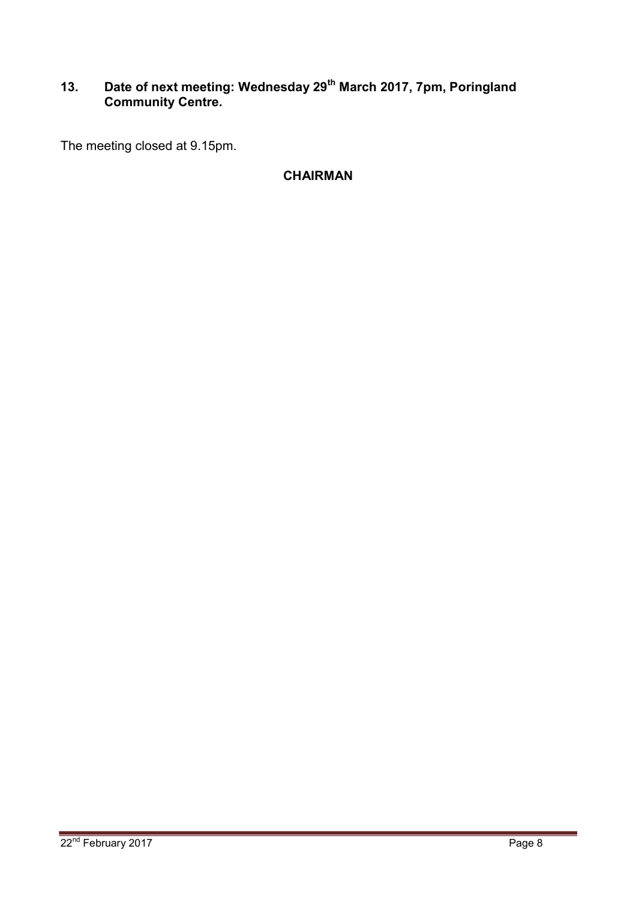**13. Date of next meeting: Wednesday 29th March 2017, 7pm, Poringland Community Centre.**

The meeting closed at 9.15pm.

**CHAIRMAN**